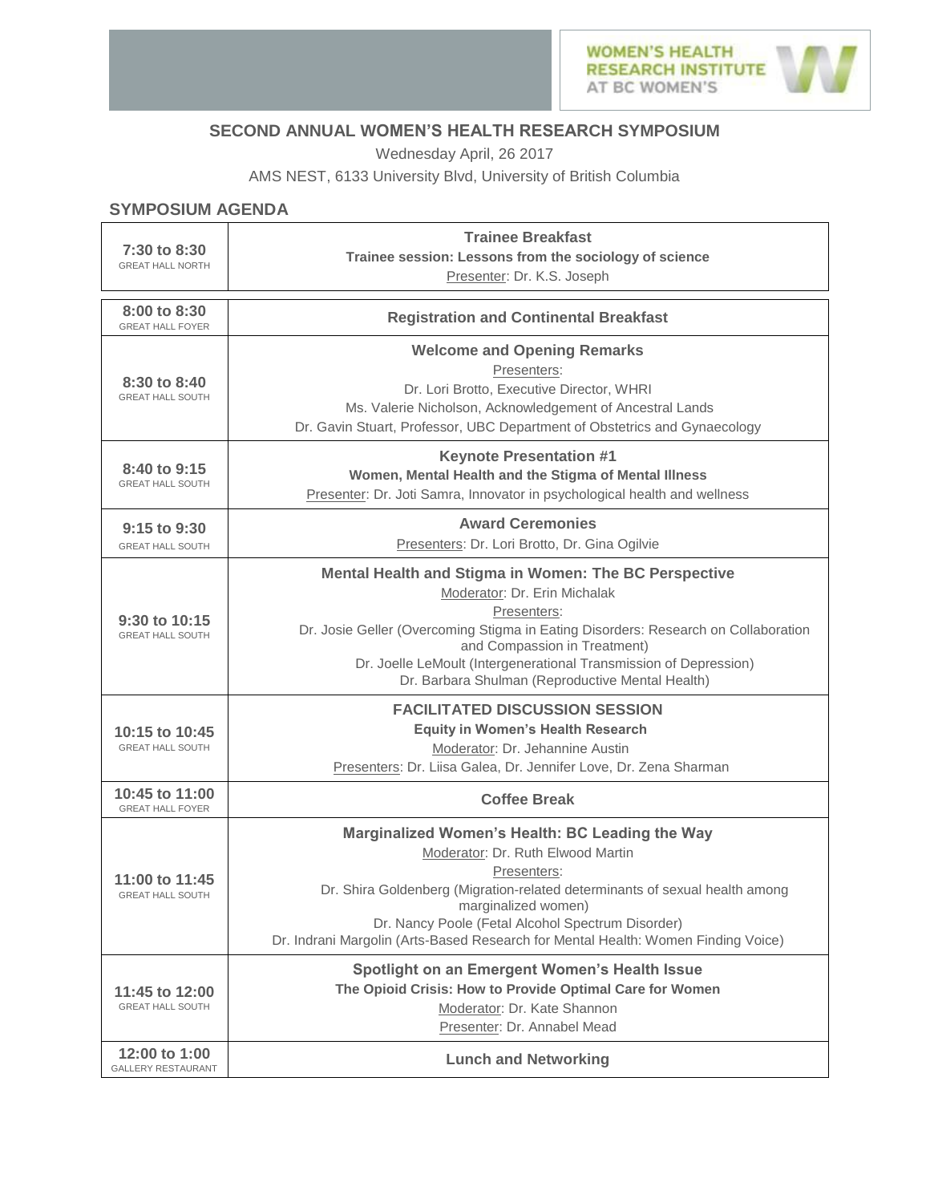WOMEN'S HEALTH RESEARCH INSTITUTE AT BC WOMEN'S

## SECOND ANNUAL WOMEN'S HEALTH RESEARCH SYMPOSIUM

Wednesday April, 26 2017

AMS NEST, 6133 University Blvd, University of British Columbia

### SYMPOSIUM AGENDA

| Time / Location | Session |
|---|---|
| **7:30 to 8:30** GREAT HALL NORTH | **Trainee Breakfast**<br>**Trainee session: Lessons from the sociology of science**<br>Presenter: Dr. K.S. Joseph |
| **8:00 to 8:30** GREAT HALL FOYER | **Registration and Continental Breakfast** |
| **8:30 to 8:40** GREAT HALL SOUTH | **Welcome and Opening Remarks**<br>Presenters:<br>Dr. Lori Brotto, Executive Director, WHRI<br>Ms. Valerie Nicholson, Acknowledgement of Ancestral Lands<br>Dr. Gavin Stuart, Professor, UBC Department of Obstetrics and Gynaecology |
| **8:40 to 9:15** GREAT HALL SOUTH | **Keynote Presentation #1**<br>**Women, Mental Health and the Stigma of Mental Illness**<br>Presenter: Dr. Joti Samra, Innovator in psychological health and wellness |
| **9:15 to 9:30** GREAT HALL SOUTH | **Award Ceremonies**<br>Presenters: Dr. Lori Brotto, Dr. Gina Ogilvie |
| **9:30 to 10:15** GREAT HALL SOUTH | **Mental Health and Stigma in Women: The BC Perspective**<br>Moderator: Dr. Erin Michalak<br>Presenters:<br>Dr. Josie Geller (Overcoming Stigma in Eating Disorders: Research on Collaboration and Compassion in Treatment)<br>Dr. Joelle LeMoult (Intergenerational Transmission of Depression)<br>Dr. Barbara Shulman (Reproductive Mental Health) |
| **10:15 to 10:45** GREAT HALL SOUTH | **FACILITATED DISCUSSION SESSION**<br>**Equity in Women's Health Research**<br>Moderator: Dr. Jehannine Austin<br>Presenters: Dr. Liisa Galea, Dr. Jennifer Love, Dr. Zena Sharman |
| **10:45 to 11:00** GREAT HALL FOYER | **Coffee Break** |
| **11:00 to 11:45** GREAT HALL SOUTH | **Marginalized Women's Health: BC Leading the Way**<br>Moderator: Dr. Ruth Elwood Martin<br>Presenters:<br>Dr. Shira Goldenberg (Migration-related determinants of sexual health among marginalized women)<br>Dr. Nancy Poole (Fetal Alcohol Spectrum Disorder)<br>Dr. Indrani Margolin (Arts-Based Research for Mental Health: Women Finding Voice) |
| **11:45 to 12:00** GREAT HALL SOUTH | **Spotlight on an Emergent Women's Health Issue**<br>**The Opioid Crisis: How to Provide Optimal Care for Women**<br>Moderator: Dr. Kate Shannon<br>Presenter: Dr. Annabel Mead |
| **12:00 to 1:00** GALLERY RESTAURANT | **Lunch and Networking** |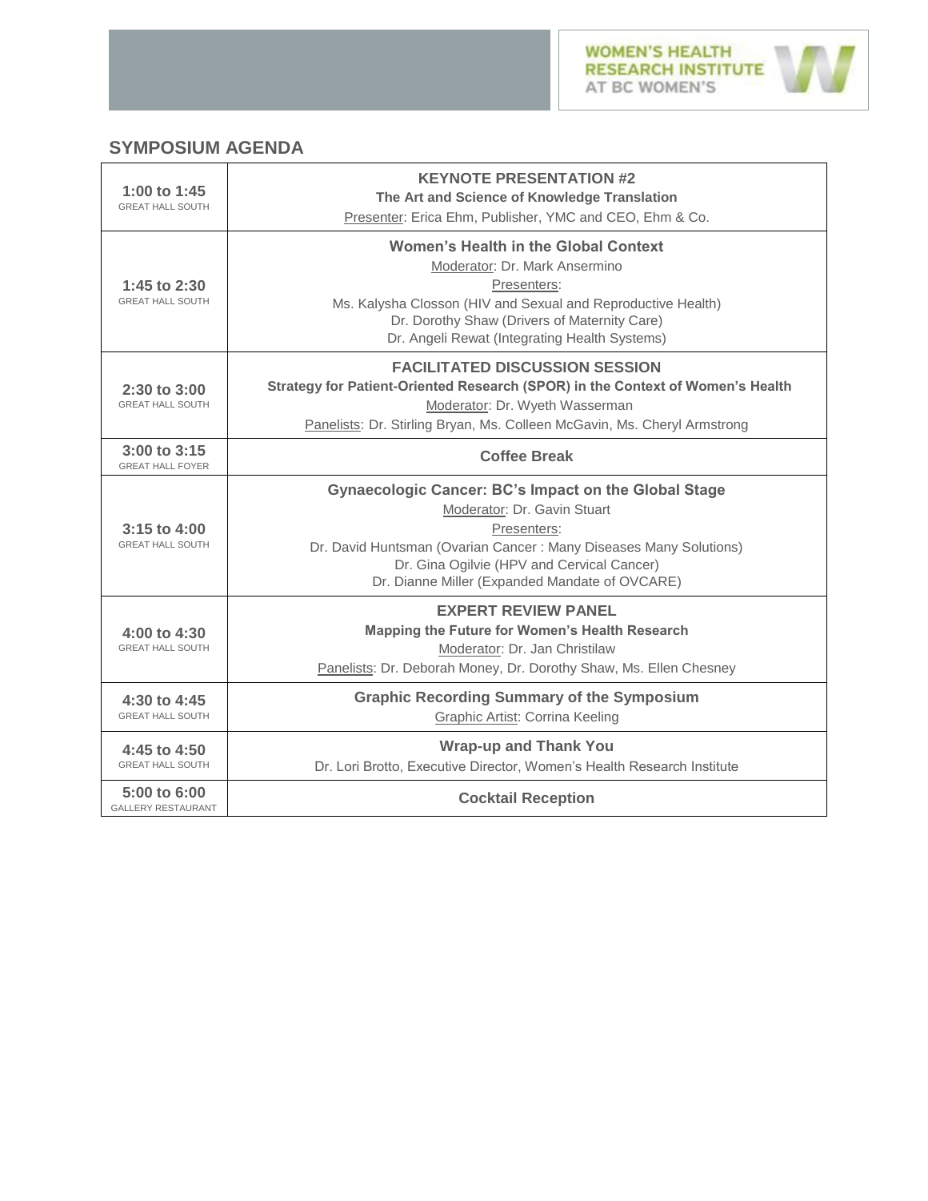## SYMPOSIUM AGENDA

| | |
|---|---|
| **1:00 to 1:45**<br>GREAT HALL SOUTH | **KEYNOTE PRESENTATION #2**<br>**The Art and Science of Knowledge Translation**<br>Presenter: Erica Ehm, Publisher, YMC and CEO, Ehm & Co. |
| **1:45 to 2:30**<br>GREAT HALL SOUTH | **Women's Health in the Global Context**<br>Moderator: Dr. Mark Ansermino<br>Presenters:<br>Ms. Kalysha Closson (HIV and Sexual and Reproductive Health)<br>Dr. Dorothy Shaw (Drivers of Maternity Care)<br>Dr. Angeli Rewat (Integrating Health Systems) |
| **2:30 to 3:00**<br>GREAT HALL SOUTH | **FACILITATED DISCUSSION SESSION**<br>**Strategy for Patient-Oriented Research (SPOR) in the Context of Women's Health**<br>Moderator: Dr. Wyeth Wasserman<br>Panelists: Dr. Stirling Bryan, Ms. Colleen McGavin, Ms. Cheryl Armstrong |
| **3:00 to 3:15**<br>GREAT HALL FOYER | **Coffee Break** |
| **3:15 to 4:00**<br>GREAT HALL SOUTH | **Gynaecologic Cancer: BC's Impact on the Global Stage**<br>Moderator: Dr. Gavin Stuart<br>Presenters:<br>Dr. David Huntsman (Ovarian Cancer : Many Diseases Many Solutions)<br>Dr. Gina Ogilvie (HPV and Cervical Cancer)<br>Dr. Dianne Miller (Expanded Mandate of OVCARE) |
| **4:00 to 4:30**<br>GREAT HALL SOUTH | **EXPERT REVIEW PANEL**<br>**Mapping the Future for Women's Health Research**<br>Moderator: Dr. Jan Christilaw<br>Panelists: Dr. Deborah Money, Dr. Dorothy Shaw, Ms. Ellen Chesney |
| **4:30 to 4:45**<br>GREAT HALL SOUTH | **Graphic Recording Summary of the Symposium**<br>Graphic Artist: Corrina Keeling |
| **4:45 to 4:50**<br>GREAT HALL SOUTH | **Wrap-up and Thank You**<br>Dr. Lori Brotto, Executive Director, Women's Health Research Institute |
| **5:00 to 6:00**<br>GALLERY RESTAURANT | **Cocktail Reception** |